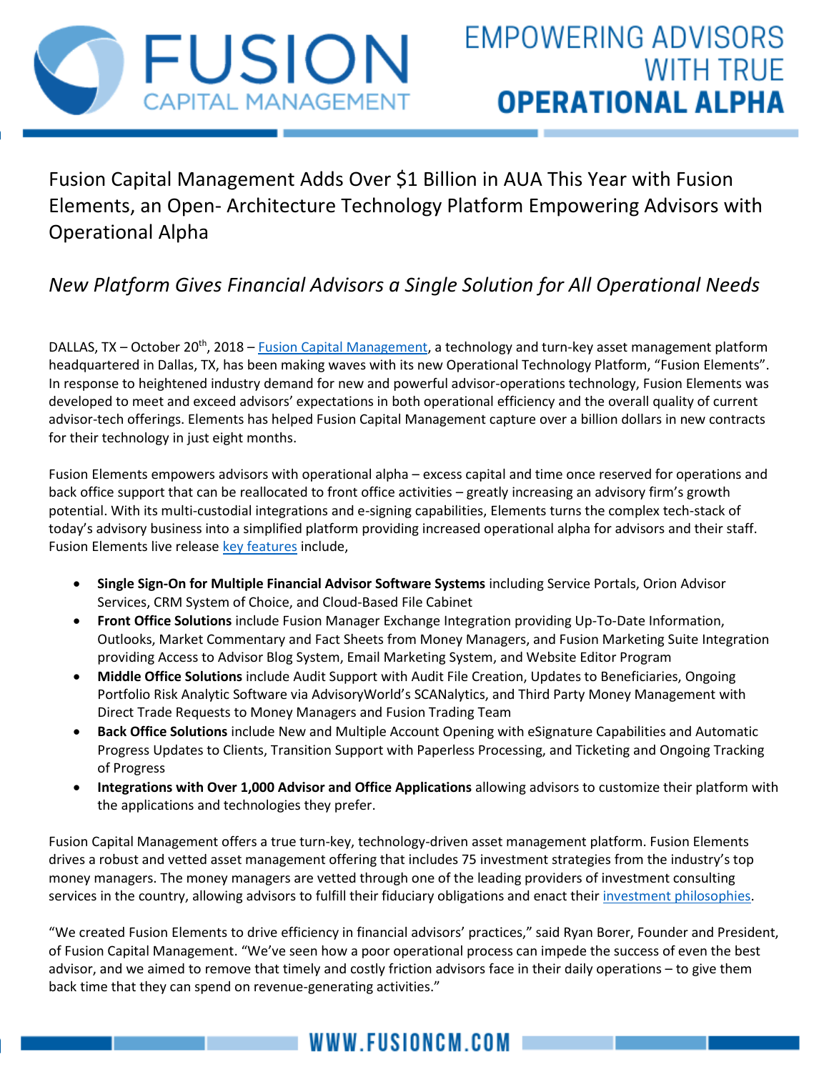# FUSION CAPITAL MANAGEMENT

EMPOWERING ADVISORS WITH TRUE **OPERATIONAL ALPHA**

## Fusion Capital Management Adds Over $1 Billion in AUA This Year with Fusion Elements, an Open- Architecture Technology Platform Empowering Advisors with Operational Alpha

### *New Platform Gives Financial Advisors a Single Solution for All Operational Needs*

DALLAS, TX – October 20th, 2018 – Fusion Capital Management, a technology and turn-key asset management platform headquartered in Dallas, TX, has been making waves with its new Operational Technology Platform, "Fusion Elements". In response to heightened industry demand for new and powerful advisor-operations technology, Fusion Elements was developed to meet and exceed advisors' expectations in both operational efficiency and the overall quality of current advisor-tech offerings. Elements has helped Fusion Capital Management capture over a billion dollars in new contracts for their technology in just eight months.

Fusion Elements empowers advisors with operational alpha – excess capital and time once reserved for operations and back office support that can be reallocated to front office activities – greatly increasing an advisory firm's growth potential. With its multi-custodial integrations and e-signing capabilities, Elements turns the complex tech-stack of today's advisory business into a simplified platform providing increased operational alpha for advisors and their staff. Fusion Elements live release key features include,

- **Single Sign-On for Multiple Financial Advisor Software Systems** including Service Portals, Orion Advisor Services, CRM System of Choice, and Cloud-Based File Cabinet
- **Front Office Solutions** include Fusion Manager Exchange Integration providing Up-To-Date Information, Outlooks, Market Commentary and Fact Sheets from Money Managers, and Fusion Marketing Suite Integration providing Access to Advisor Blog System, Email Marketing System, and Website Editor Program
- **Middle Office Solutions** include Audit Support with Audit File Creation, Updates to Beneficiaries, Ongoing Portfolio Risk Analytic Software via AdvisoryWorld's SCANalytics, and Third Party Money Management with Direct Trade Requests to Money Managers and Fusion Trading Team
- **Back Office Solutions** include New and Multiple Account Opening with eSignature Capabilities and Automatic Progress Updates to Clients, Transition Support with Paperless Processing, and Ticketing and Ongoing Tracking of Progress
- **Integrations with Over 1,000 Advisor and Office Applications** allowing advisors to customize their platform with the applications and technologies they prefer.

Fusion Capital Management offers a true turn-key, technology-driven asset management platform. Fusion Elements drives a robust and vetted asset management offering that includes 75 investment strategies from the industry's top money managers. The money managers are vetted through one of the leading providers of investment consulting services in the country, allowing advisors to fulfill their fiduciary obligations and enact their investment philosophies.

"We created Fusion Elements to drive efficiency in financial advisors' practices," said Ryan Borer, Founder and President, of Fusion Capital Management. "We've seen how a poor operational process can impede the success of even the best advisor, and we aimed to remove that timely and costly friction advisors face in their daily operations – to give them back time that they can spend on revenue-generating activities."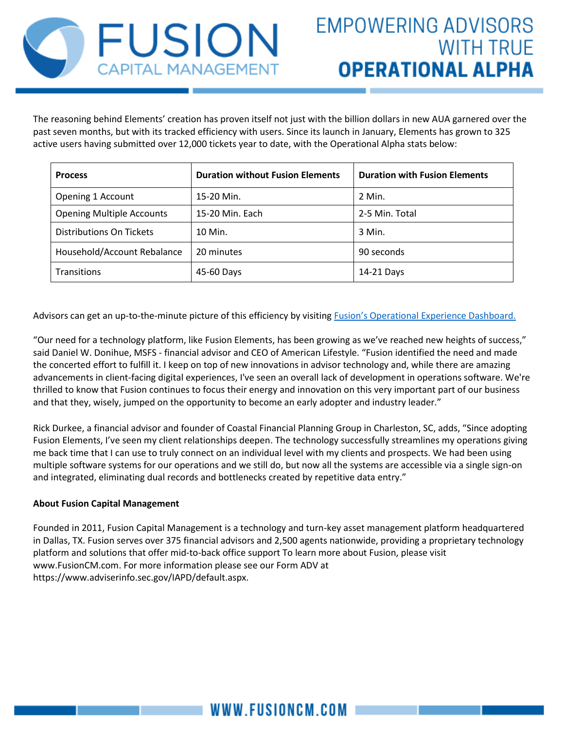The reasoning behind Elements' creation has proven itself not just with the billion dollars in new AUA garnered over the past seven months, but with its tracked efficiency with users. Since its launch in January, Elements has grown to 325 active users having submitted over 12,000 tickets year to date, with the Operational Alpha stats below:

| Process | Duration without Fusion Elements | Duration with Fusion Elements |
|---|---|---|
| Opening 1 Account | 15-20 Min. | 2 Min. |
| Opening Multiple Accounts | 15-20 Min. Each | 2-5 Min. Total |
| Distributions On Tickets | 10 Min. | 3 Min. |
| Household/Account Rebalance | 20 minutes | 90 seconds |
| Transitions | 45-60 Days | 14-21 Days |

Advisors can get an up-to-the-minute picture of this efficiency by visiting [Fusion's Operational Experience Dashboard.]()

"Our need for a technology platform, like Fusion Elements, has been growing as we've reached new heights of success," said Daniel W. Donihue, MSFS - financial advisor and CEO of American Lifestyle. "Fusion identified the need and made the concerted effort to fulfill it. I keep on top of new innovations in advisor technology and, while there are amazing advancements in client-facing digital experiences, I've seen an overall lack of development in operations software. We're thrilled to know that Fusion continues to focus their energy and innovation on this very important part of our business and that they, wisely, jumped on the opportunity to become an early adopter and industry leader."

Rick Durkee, a financial advisor and founder of Coastal Financial Planning Group in Charleston, SC, adds, "Since adopting Fusion Elements, I've seen my client relationships deepen. The technology successfully streamlines my operations giving me back time that I can use to truly connect on an individual level with my clients and prospects. We had been using multiple software systems for our operations and we still do, but now all the systems are accessible via a single sign-on and integrated, eliminating dual records and bottlenecks created by repetitive data entry."

**About Fusion Capital Management**

Founded in 2011, Fusion Capital Management is a technology and turn-key asset management platform headquartered in Dallas, TX. Fusion serves over 375 financial advisors and 2,500 agents nationwide, providing a proprietary technology platform and solutions that offer mid-to-back office support To learn more about Fusion, please visit www.FusionCM.com. For more information please see our Form ADV at https://www.adviserinfo.sec.gov/IAPD/default.aspx.